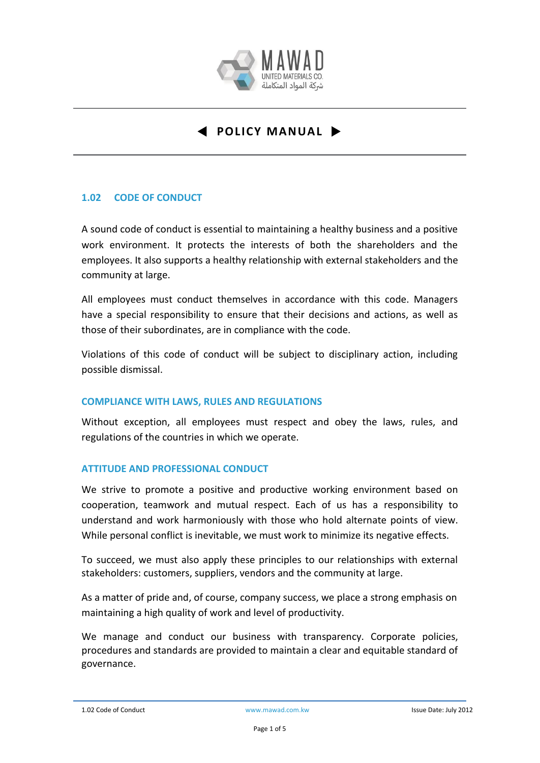MAWAD
UNITED MATERIALS CO.
شركة المواد المتكاملة

# ◀ POLICY MANUAL ▶

## 1.02 CODE OF CONDUCT

A sound code of conduct is essential to maintaining a healthy business and a positive work environment. It protects the interests of both the shareholders and the employees. It also supports a healthy relationship with external stakeholders and the community at large.

All employees must conduct themselves in accordance with this code. Managers have a special responsibility to ensure that their decisions and actions, as well as those of their subordinates, are in compliance with the code.

Violations of this code of conduct will be subject to disciplinary action, including possible dismissal.

### COMPLIANCE WITH LAWS, RULES AND REGULATIONS

Without exception, all employees must respect and obey the laws, rules, and regulations of the countries in which we operate.

### ATTITUDE AND PROFESSIONAL CONDUCT

We strive to promote a positive and productive working environment based on cooperation, teamwork and mutual respect. Each of us has a responsibility to understand and work harmoniously with those who hold alternate points of view. While personal conflict is inevitable, we must work to minimize its negative effects.

To succeed, we must also apply these principles to our relationships with external stakeholders: customers, suppliers, vendors and the community at large.

As a matter of pride and, of course, company success, we place a strong emphasis on maintaining a high quality of work and level of productivity.

We manage and conduct our business with transparency. Corporate policies, procedures and standards are provided to maintain a clear and equitable standard of governance.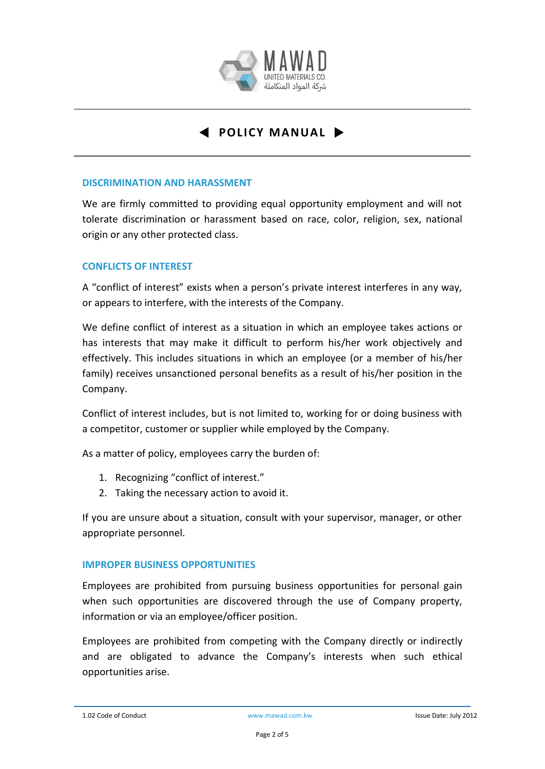## DISCRIMINATION AND HARASSMENT

We are firmly committed to providing equal opportunity employment and will not tolerate discrimination or harassment based on race, color, religion, sex, national origin or any other protected class.

## CONFLICTS OF INTEREST

A "conflict of interest" exists when a person's private interest interferes in any way, or appears to interfere, with the interests of the Company.

We define conflict of interest as a situation in which an employee takes actions or has interests that may make it difficult to perform his/her work objectively and effectively. This includes situations in which an employee (or a member of his/her family) receives unsanctioned personal benefits as a result of his/her position in the Company.

Conflict of interest includes, but is not limited to, working for or doing business with a competitor, customer or supplier while employed by the Company.

As a matter of policy, employees carry the burden of:

1. Recognizing "conflict of interest."
2. Taking the necessary action to avoid it.

If you are unsure about a situation, consult with your supervisor, manager, or other appropriate personnel.

## IMPROPER BUSINESS OPPORTUNITIES

Employees are prohibited from pursuing business opportunities for personal gain when such opportunities are discovered through the use of Company property, information or via an employee/officer position.

Employees are prohibited from competing with the Company directly or indirectly and are obligated to advance the Company's interests when such ethical opportunities arise.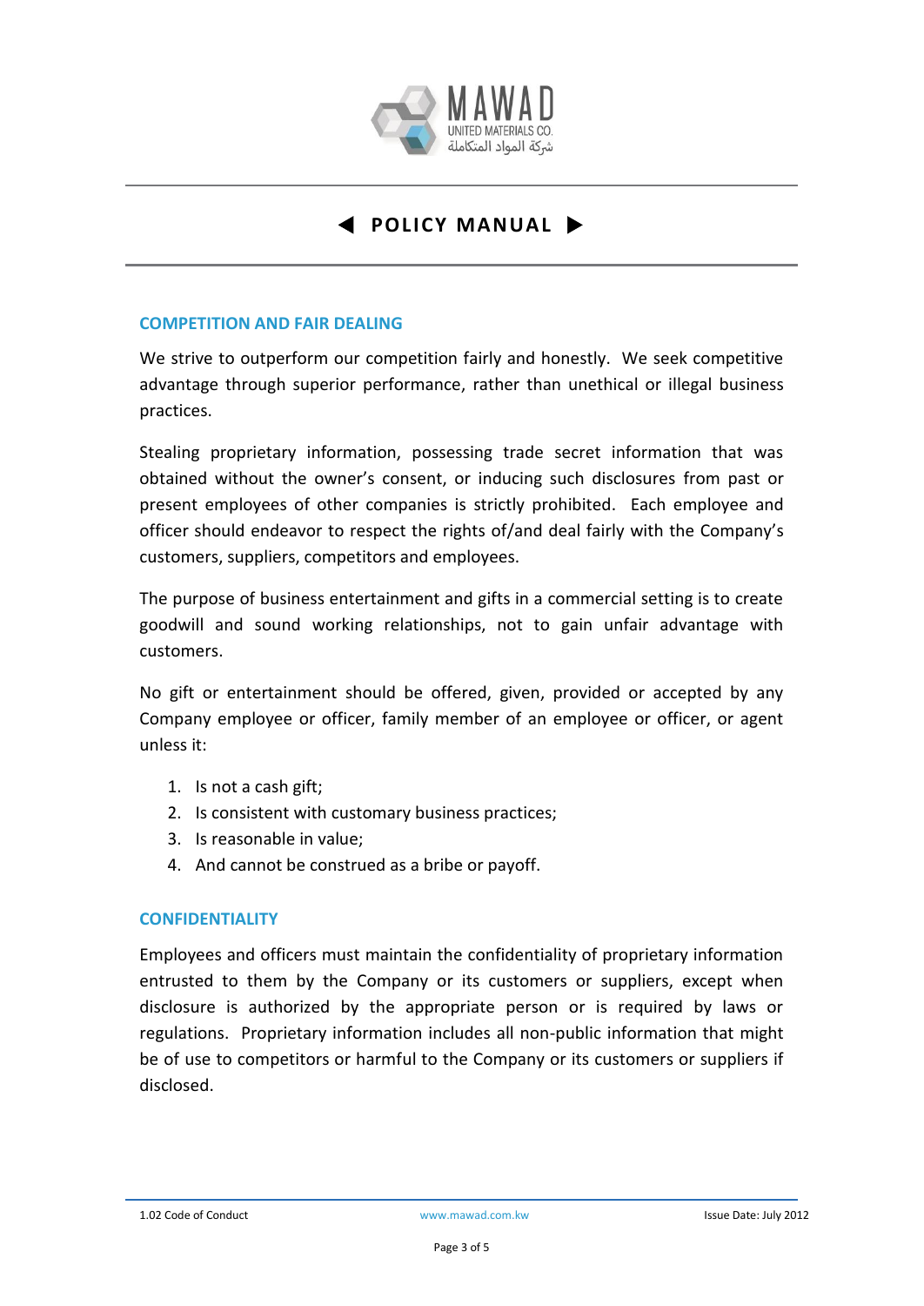## COMPETITION AND FAIR DEALING

We strive to outperform our competition fairly and honestly. We seek competitive advantage through superior performance, rather than unethical or illegal business practices.

Stealing proprietary information, possessing trade secret information that was obtained without the owner's consent, or inducing such disclosures from past or present employees of other companies is strictly prohibited. Each employee and officer should endeavor to respect the rights of/and deal fairly with the Company's customers, suppliers, competitors and employees.

The purpose of business entertainment and gifts in a commercial setting is to create goodwill and sound working relationships, not to gain unfair advantage with customers.

No gift or entertainment should be offered, given, provided or accepted by any Company employee or officer, family member of an employee or officer, or agent unless it:

1. Is not a cash gift;
2. Is consistent with customary business practices;
3. Is reasonable in value;
4. And cannot be construed as a bribe or payoff.

## CONFIDENTIALITY

Employees and officers must maintain the confidentiality of proprietary information entrusted to them by the Company or its customers or suppliers, except when disclosure is authorized by the appropriate person or is required by laws or regulations. Proprietary information includes all non-public information that might be of use to competitors or harmful to the Company or its customers or suppliers if disclosed.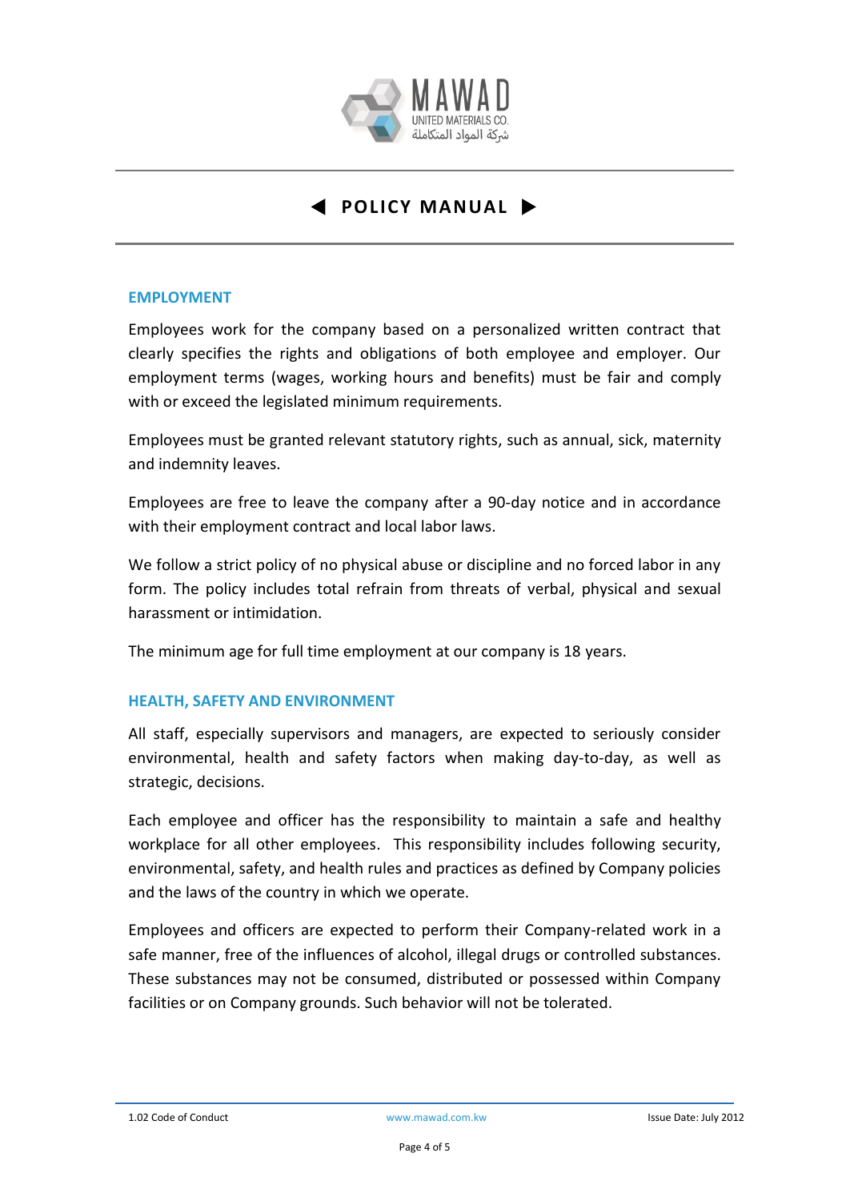## EMPLOYMENT

Employees work for the company based on a personalized written contract that clearly specifies the rights and obligations of both employee and employer. Our employment terms (wages, working hours and benefits) must be fair and comply with or exceed the legislated minimum requirements.

Employees must be granted relevant statutory rights, such as annual, sick, maternity and indemnity leaves.

Employees are free to leave the company after a 90-day notice and in accordance with their employment contract and local labor laws.

We follow a strict policy of no physical abuse or discipline and no forced labor in any form. The policy includes total refrain from threats of verbal, physical and sexual harassment or intimidation.

The minimum age for full time employment at our company is 18 years.

## HEALTH, SAFETY AND ENVIRONMENT

All staff, especially supervisors and managers, are expected to seriously consider environmental, health and safety factors when making day-to-day, as well as strategic, decisions.

Each employee and officer has the responsibility to maintain a safe and healthy workplace for all other employees. This responsibility includes following security, environmental, safety, and health rules and practices as defined by Company policies and the laws of the country in which we operate.

Employees and officers are expected to perform their Company-related work in a safe manner, free of the influences of alcohol, illegal drugs or controlled substances. These substances may not be consumed, distributed or possessed within Company facilities or on Company grounds. Such behavior will not be tolerated.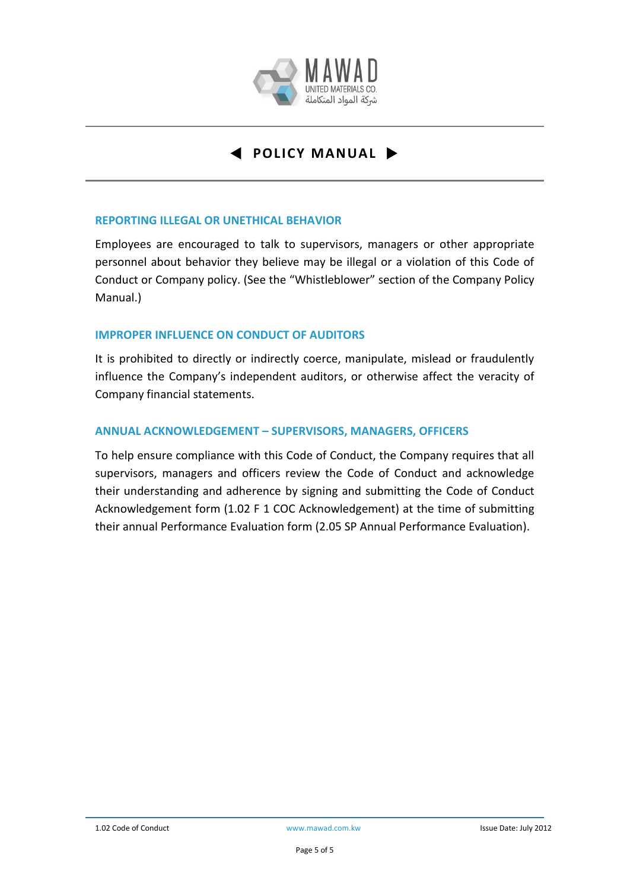## REPORTING ILLEGAL OR UNETHICAL BEHAVIOR

Employees are encouraged to talk to supervisors, managers or other appropriate personnel about behavior they believe may be illegal or a violation of this Code of Conduct or Company policy. (See the "Whistleblower" section of the Company Policy Manual.)

## IMPROPER INFLUENCE ON CONDUCT OF AUDITORS

It is prohibited to directly or indirectly coerce, manipulate, mislead or fraudulently influence the Company's independent auditors, or otherwise affect the veracity of Company financial statements.

## ANNUAL ACKNOWLEDGEMENT – SUPERVISORS, MANAGERS, OFFICERS

To help ensure compliance with this Code of Conduct, the Company requires that all supervisors, managers and officers review the Code of Conduct and acknowledge their understanding and adherence by signing and submitting the Code of Conduct Acknowledgement form (1.02 F 1 COC Acknowledgement) at the time of submitting their annual Performance Evaluation form (2.05 SP Annual Performance Evaluation).